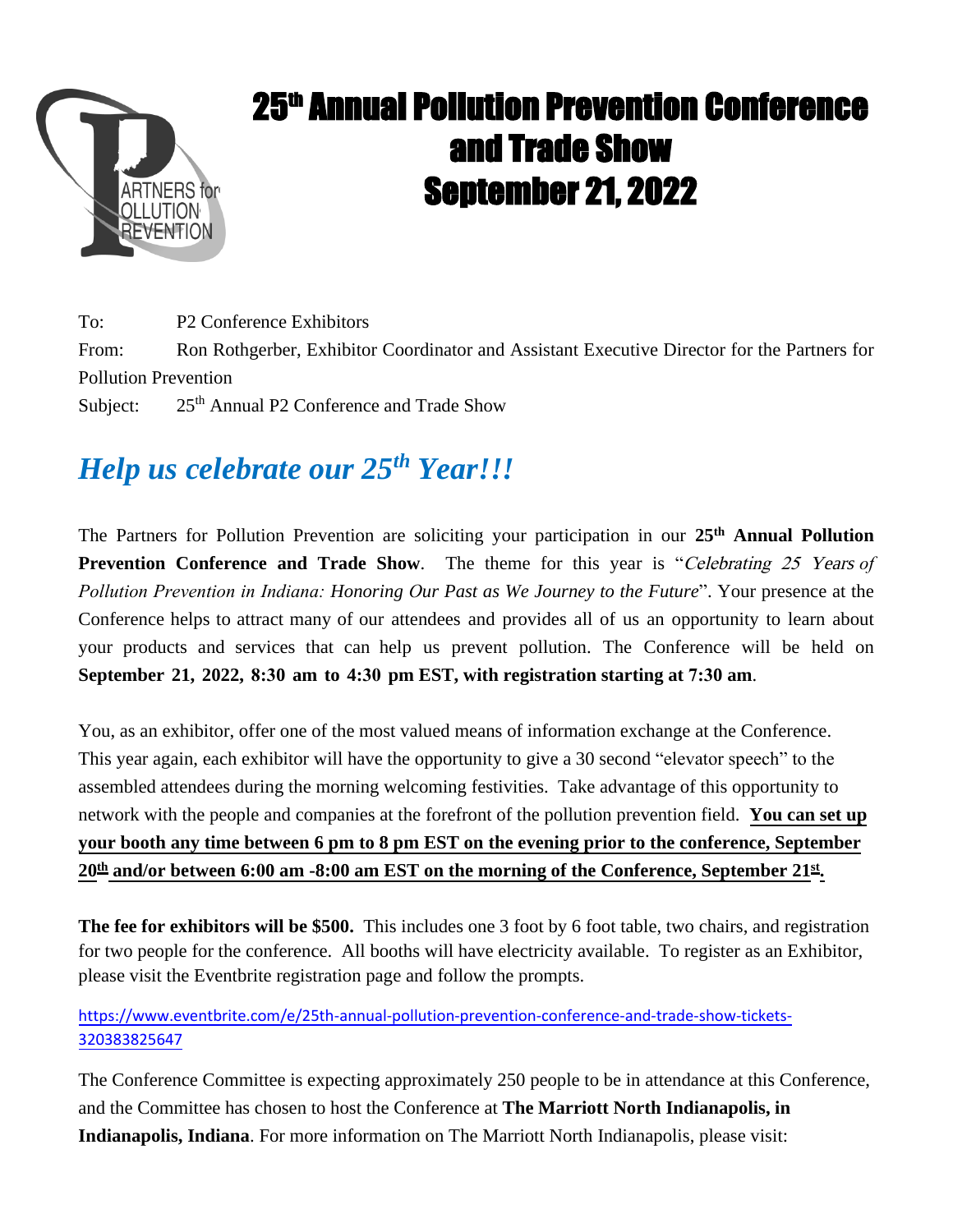# 25th Annual Pollution Prevention Conference and Trade Show September 21, 2022

To: P2 Conference Exhibitors

From: Ron Rothgerber, Exhibitor Coordinator and Assistant Executive Director for the Partners for Pollution Prevention

Subject: 25th Annual P2 Conference and Trade Show

## *Help us celebrate our 25th Year!!!*

The Partners for Pollution Prevention are soliciting your participation in our **25th Annual Pollution Prevention Conference and Trade Show**. The theme for this year is "*Celebrating 25 Years of Pollution Prevention in Indiana: Honoring Our Past as We Journey to the Future*". Your presence at the Conference helps to attract many of our attendees and provides all of us an opportunity to learn about your products and services that can help us prevent pollution. The Conference will be held on **September 21, 2022, 8:30 am to 4:30 pm EST, with registration starting at 7:30 am**.

You, as an exhibitor, offer one of the most valued means of information exchange at the Conference. This year again, each exhibitor will have the opportunity to give a 30 second "elevator speech" to the assembled attendees during the morning welcoming festivities. Take advantage of this opportunity to network with the people and companies at the forefront of the pollution prevention field. **You can set up your booth any time between 6 pm to 8 pm EST on the evening prior to the conference, September 20th and/or between 6:00 am -8:00 am EST on the morning of the Conference, September 21st.**

**The fee for exhibitors will be $500.** This includes one 3 foot by 6 foot table, two chairs, and registration for two people for the conference. All booths will have electricity available. To register as an Exhibitor, please visit the Eventbrite registration page and follow the prompts.

https://www.eventbrite.com/e/25th-annual-pollution-prevention-conference-and-trade-show-tickets-320383825647

The Conference Committee is expecting approximately 250 people to be in attendance at this Conference, and the Committee has chosen to host the Conference at **The Marriott North Indianapolis, in Indianapolis, Indiana**. For more information on The Marriott North Indianapolis, please visit: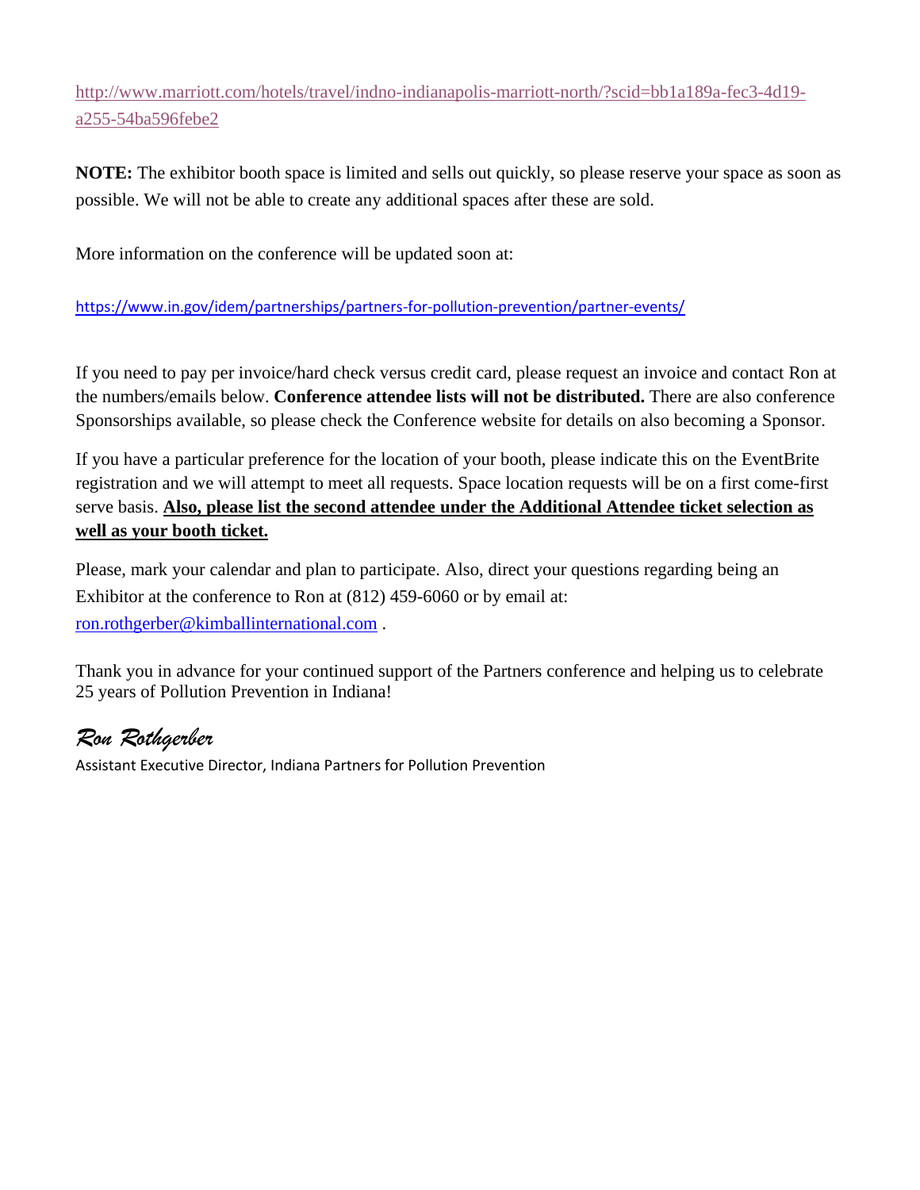http://www.marriott.com/hotels/travel/indno-indianapolis-marriott-north/?scid=bb1a189a-fec3-4d19-a255-54ba596febe2

**NOTE:** The exhibitor booth space is limited and sells out quickly, so please reserve your space as soon as possible. We will not be able to create any additional spaces after these are sold.

More information on the conference will be updated soon at:

https://www.in.gov/idem/partnerships/partners-for-pollution-prevention/partner-events/

If you need to pay per invoice/hard check versus credit card, please request an invoice and contact Ron at the numbers/emails below. **Conference attendee lists will not be distributed.** There are also conference Sponsorships available, so please check the Conference website for details on also becoming a Sponsor.

If you have a particular preference for the location of your booth, please indicate this on the EventBrite registration and we will attempt to meet all requests. Space location requests will be on a first come-first serve basis. **Also, please list the second attendee under the Additional Attendee ticket selection as well as your booth ticket.**

Please, mark your calendar and plan to participate. Also, direct your questions regarding being an Exhibitor at the conference to Ron at (812) 459-6060 or by email at: ron.rothgerber@kimballinternational.com .

Thank you in advance for your continued support of the Partners conference and helping us to celebrate 25 years of Pollution Prevention in Indiana!

*Ron Rothgerber*

Assistant Executive Director, Indiana Partners for Pollution Prevention